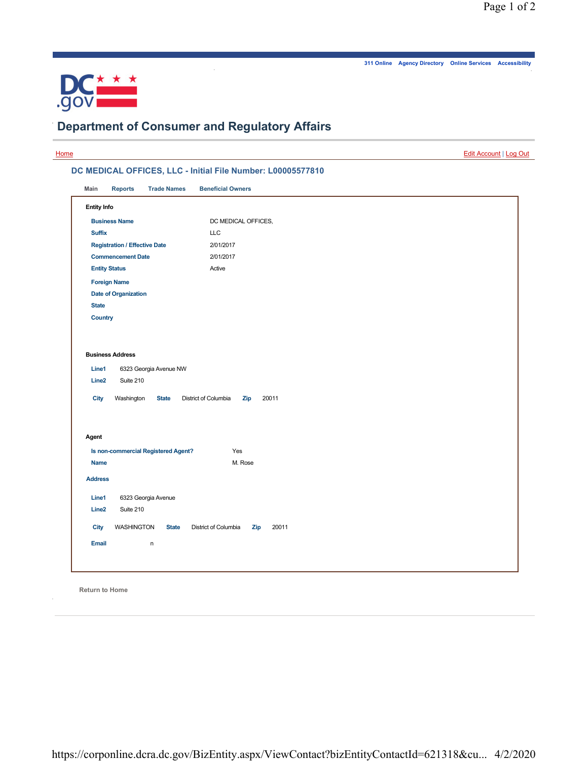311 Online | Agency Directory | Online Services | Accessibility

# Department of Consumer and Regulatory Affairs

Home | Edit Account | Log Out

## DC MEDICAL OFFICES, LLC - Initial File Number: L00005577810

Main | Reports | Trade Names | Beneficial Owners

### Entity Info

| | |
|---|---|
| Business Name | DC MEDICAL OFFICES, |
| Suffix | LLC |
| Registration / Effective Date | 2/01/2017 |
| Commencement Date | 2/01/2017 |
| Entity Status | Active |
| Foreign Name | |
| Date of Organization | |
| State | |
| Country | |

### Business Address

| | |
|---|---|
| Line1 | 6323 Georgia Avenue NW |
| Line2 | Suite 210 |

City: Washington State: District of Columbia Zip: 20011

### Agent

| | |
|---|---|
| Is non-commercial Registered Agent? | Yes |
| Name | M. Rose |

**Address**

| | |
|---|---|
| Line1 | 6323 Georgia Avenue |
| Line2 | Suite 210 |

City: WASHINGTON State: District of Columbia Zip: 20011

Email: n

Return to Home

https://corponline.dcra.dc.gov/BizEntity.aspx/ViewContact?bizEntityContactId=621318&cu... 4/2/2020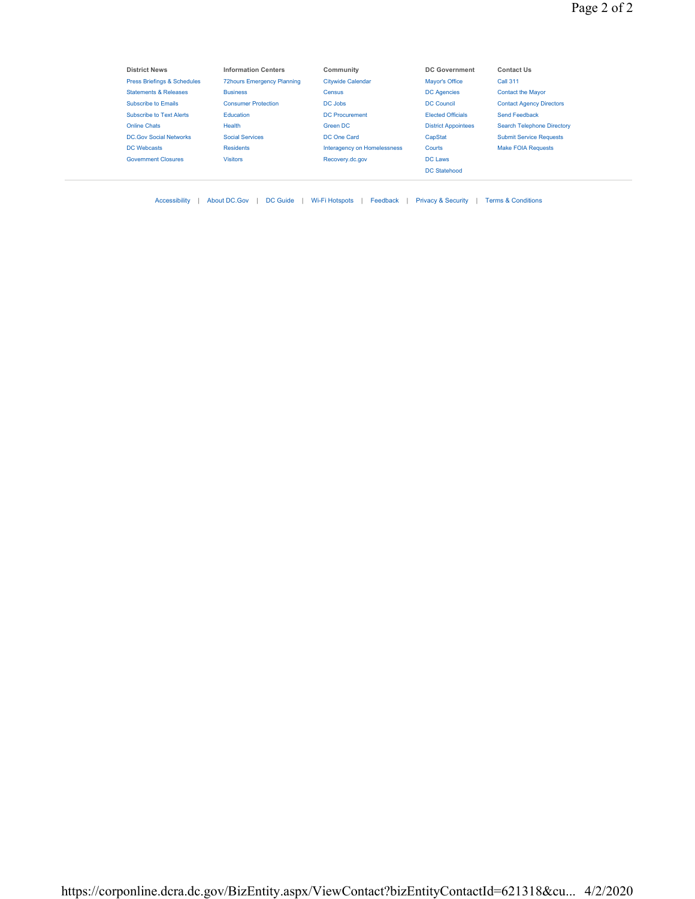| District News | Information Centers | Community | DC Government | Contact Us |
| --- | --- | --- | --- | --- |
| Press Briefings & Schedules | 72hours Emergency Planning | Citywide Calendar | Mayor's Office | Call 311 |
| Statements & Releases | Business | Census | DC Agencies | Contact the Mayor |
| Subscribe to Emails | Consumer Protection | DC Jobs | DC Council | Contact Agency Directors |
| Subscribe to Text Alerts | Education | DC Procurement | Elected Officials | Send Feedback |
| Online Chats | Health | Green DC | District Appointees | Search Telephone Directory |
| DC.Gov Social Networks | Social Services | DC One Card | CapStat | Submit Service Requests |
| DC Webcasts | Residents | Interagency on Homelessness | Courts | Make FOIA Requests |
| Government Closures | Visitors | Recovery.dc.gov | DC Laws | |
| | | | DC Statehood | |

Accessibility | About DC.Gov | DC Guide | Wi-Fi Hotspots | Feedback | Privacy & Security | Terms & Conditions